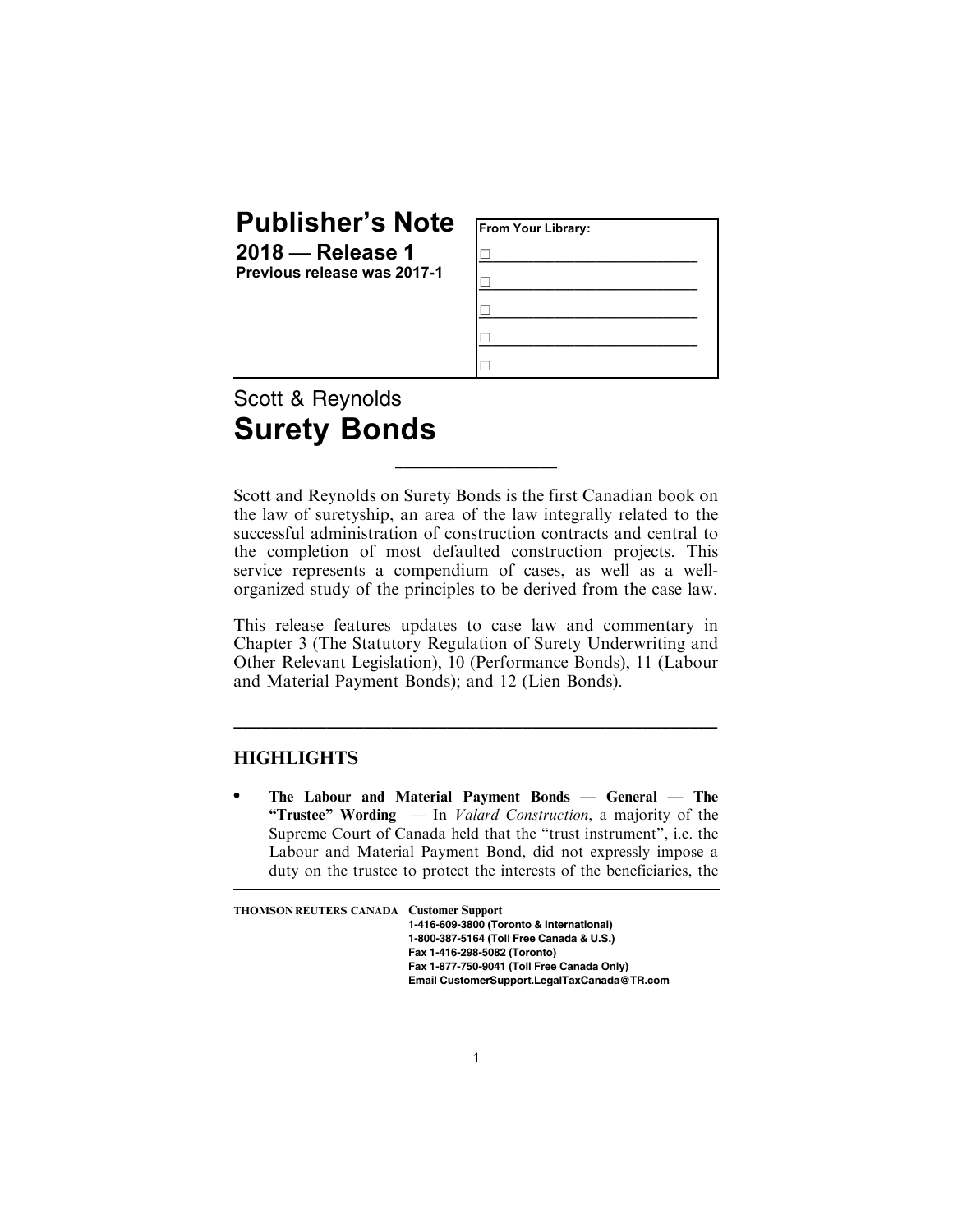# Publisher's Note

**2018 — Release 1**
**Previous release was 2017-1**

**From Your Library:**

☐ ____________________
☐ ____________________
☐ ____________________
☐ ____________________
☐

Scott & Reynolds
# Surety Bonds

Scott and Reynolds on Surety Bonds is the first Canadian book on the law of suretyship, an area of the law integrally related to the successful administration of construction contracts and central to the completion of most defaulted construction projects. This service represents a compendium of cases, as well as a well-organized study of the principles to be derived from the case law.

This release features updates to case law and commentary in Chapter 3 (The Statutory Regulation of Surety Underwriting and Other Relevant Legislation), 10 (Performance Bonds), 11 (Labour and Material Payment Bonds); and 12 (Lien Bonds).

## HIGHLIGHTS

- **The Labour and Material Payment Bonds — General — The "Trustee" Wording** — In *Valard Construction*, a majority of the Supreme Court of Canada held that the "trust instrument", i.e. the Labour and Material Payment Bond, did not expressly impose a duty on the trustee to protect the interests of the beneficiaries, the

**THOMSON REUTERS CANADA** **Customer Support**
**1-416-609-3800 (Toronto & International)**
**1-800-387-5164 (Toll Free Canada & U.S.)**
**Fax 1-416-298-5082 (Toronto)**
**Fax 1-877-750-9041 (Toll Free Canada Only)**
**Email CustomerSupport.LegalTaxCanada@TR.com**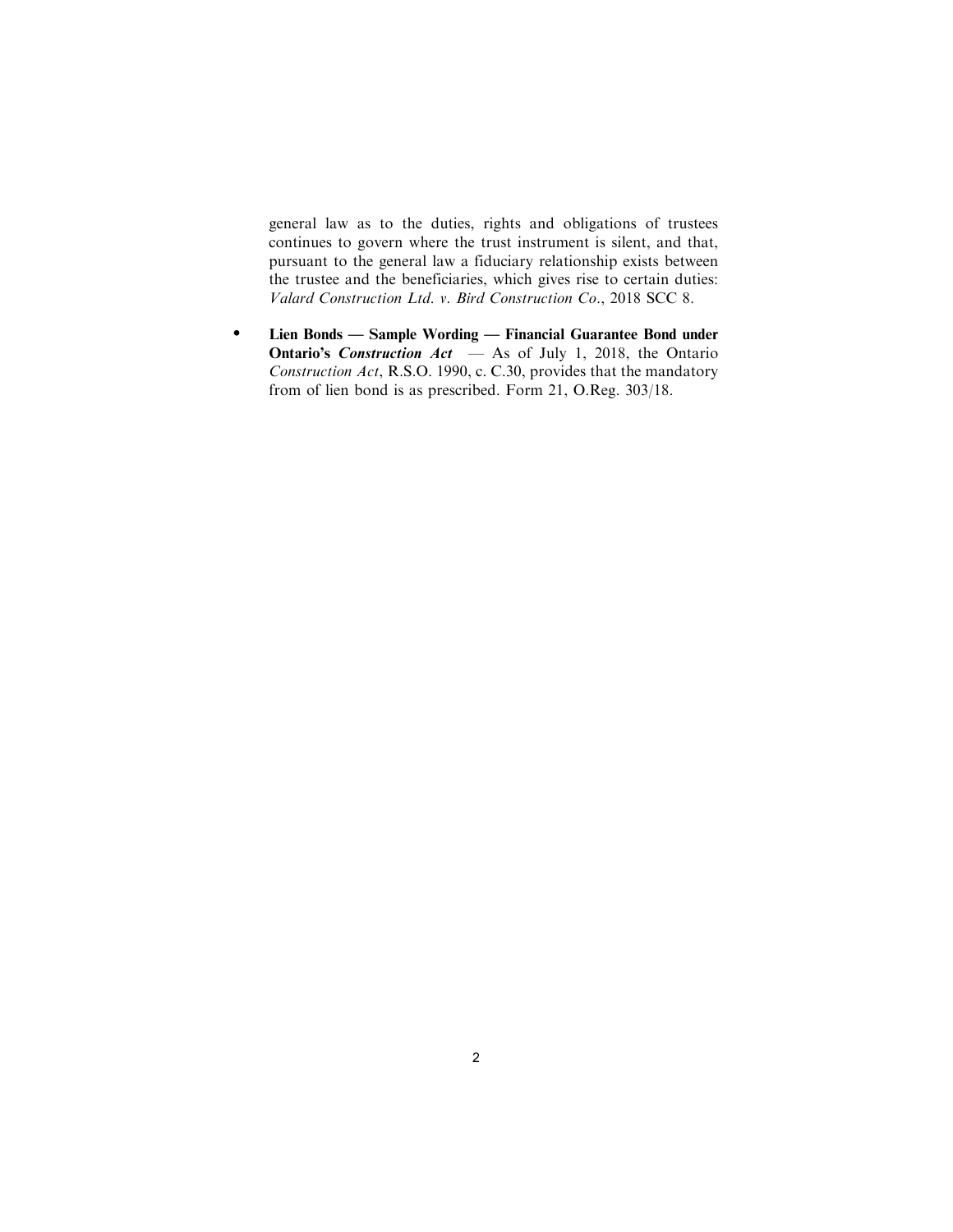general law as to the duties, rights and obligations of trustees continues to govern where the trust instrument is silent, and that, pursuant to the general law a fiduciary relationship exists between the trustee and the beneficiaries, which gives rise to certain duties: *Valard Construction Ltd. v. Bird Construction Co*., 2018 SCC 8.

- **Lien Bonds — Sample Wording — Financial Guarantee Bond under Ontario's *Construction Act*** — As of July 1, 2018, the Ontario *Construction Act*, R.S.O. 1990, c. C.30, provides that the mandatory from of lien bond is as prescribed. Form 21, O.Reg. 303/18.